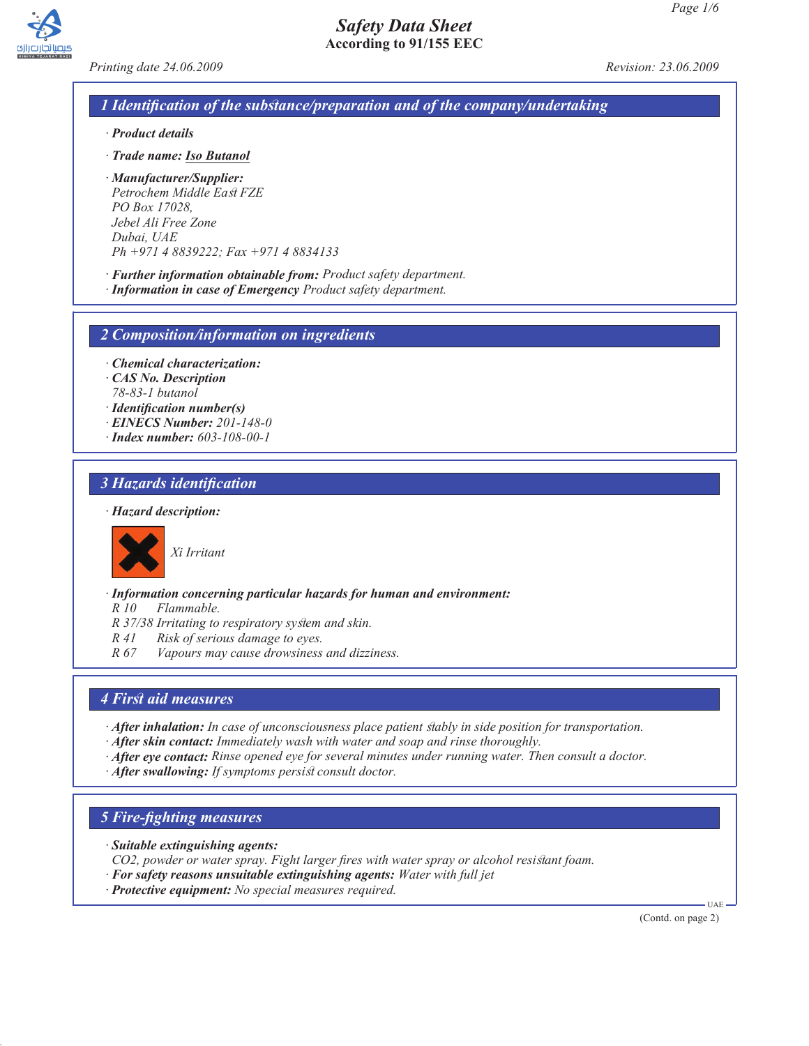# Safety Data Sheet

**According to 91/155 EEC**

*Printing date 24.06.2009* *Revision: 23.06.2009*

## 1 Identification of the substance/preparation and of the company/undertaking

· **Product details**

· **Trade name: Iso Butanol**

· **Manufacturer/Supplier:**
Petrochem Middle East FZE
PO Box 17028,
Jebel Ali Free Zone
Dubai, UAE
Ph +971 4 8839222; Fax +971 4 8834133

· **Further information obtainable from:** Product safety department.
· **Information in case of Emergency** Product safety department.

## 2 Composition/information on ingredients

· **Chemical characterization:**
· **CAS No. Description**
78-83-1 butanol
· **Identification number(s)**
· **EINECS Number:** 201-148-0
· **Index number:** 603-108-00-1

## 3 Hazards identification

· **Hazard description:**

Xi Irritant

· **Information concerning particular hazards for human and environment:**
R 10 Flammable.
R 37/38 Irritating to respiratory system and skin.
R 41 Risk of serious damage to eyes.
R 67 Vapours may cause drowsiness and dizziness.

## 4 First aid measures

· **After inhalation:** In case of unconsciousness place patient stably in side position for transportation.
· **After skin contact:** Immediately wash with water and soap and rinse thoroughly.
· **After eye contact:** Rinse opened eye for several minutes under running water. Then consult a doctor.
· **After swallowing:** If symptoms persist consult doctor.

## 5 Fire-fighting measures

· **Suitable extinguishing agents:**
$CO_2$, powder or water spray. Fight larger fires with water spray or alcohol resistant foam.
· **For safety reasons unsuitable extinguishing agents:** Water with full jet
· **Protective equipment:** No special measures required.

(Contd. on page 2)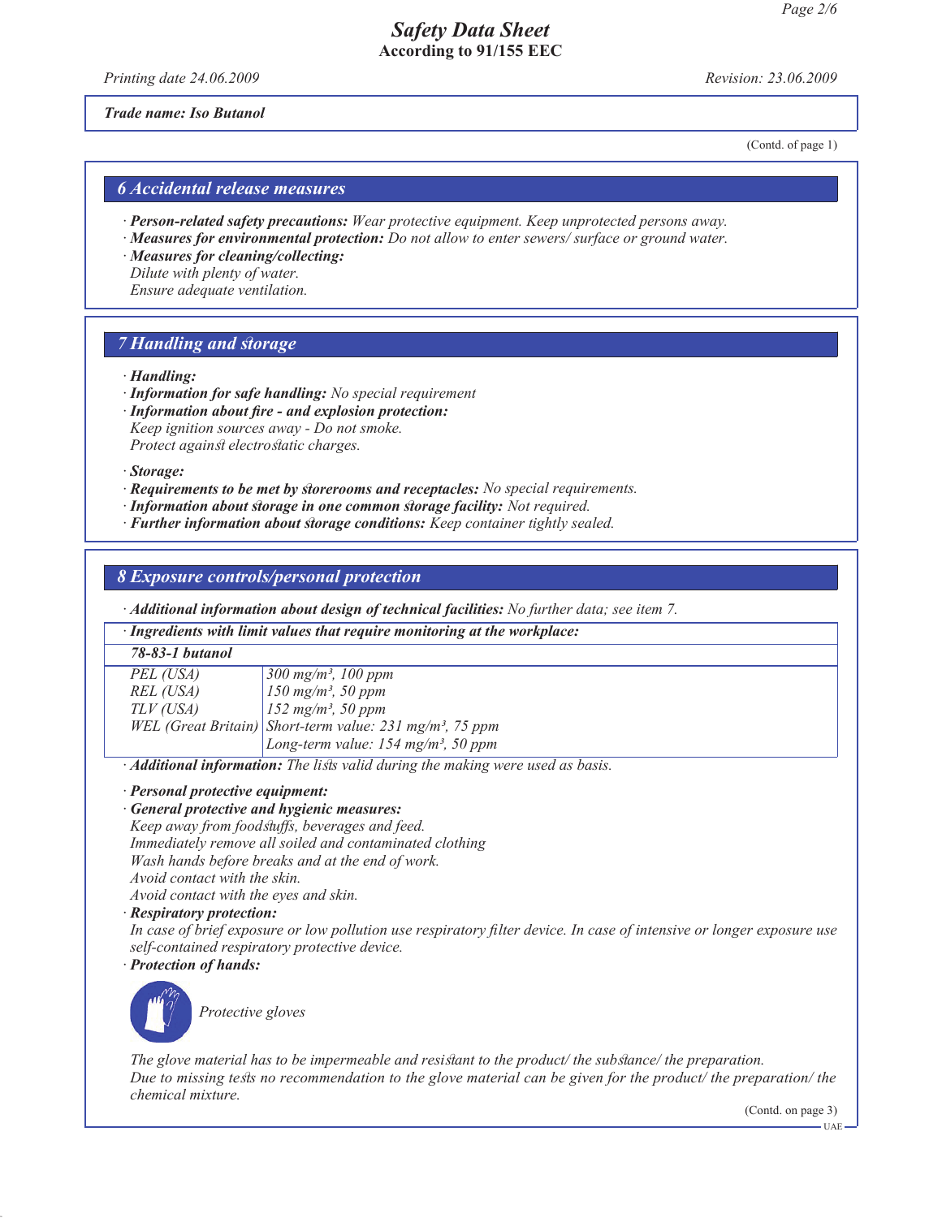# Safety Data Sheet
**According to 91/155 EEC**

*Printing date 24.06.2009* *Revision: 23.06.2009*

***Trade name: Iso Butanol***

(Contd. of page 1)

## 6 Accidental release measures

· ***Person-related safety precautions:*** *Wear protective equipment. Keep unprotected persons away.*
· ***Measures for environmental protection:*** *Do not allow to enter sewers/ surface or ground water.*
· ***Measures for cleaning/collecting:***
*Dilute with plenty of water.*
*Ensure adequate ventilation.*

## 7 Handling and storage

· ***Handling:***
· ***Information for safe handling:*** *No special requirement*
· ***Information about fire - and explosion protection:***
*Keep ignition sources away - Do not smoke.*
*Protect against electrostatic charges.*

· ***Storage:***
· ***Requirements to be met by storerooms and receptacles:*** *No special requirements.*
· ***Information about storage in one common storage facility:*** *Not required.*
· ***Further information about storage conditions:*** *Keep container tightly sealed.*

## 8 Exposure controls/personal protection

· ***Additional information about design of technical facilities:*** *No further data; see item 7.*

· ***Ingredients with limit values that require monitoring at the workplace:***

| ***78-83-1 butanol*** | |
|---|---|
| *PEL (USA)* | *300 mg/m³, 100 ppm* |
| *REL (USA)* | *150 mg/m³, 50 ppm* |
| *TLV (USA)* | *152 mg/m³, 50 ppm* |
| *WEL (Great Britain)* | *Short-term value: 231 mg/m³, 75 ppm* |
| | *Long-term value: 154 mg/m³, 50 ppm* |

· ***Additional information:*** *The lists valid during the making were used as basis.*

· ***Personal protective equipment:***
· ***General protective and hygienic measures:***
*Keep away from foodstuffs, beverages and feed.*
*Immediately remove all soiled and contaminated clothing*
*Wash hands before breaks and at the end of work.*
*Avoid contact with the skin.*
*Avoid contact with the eyes and skin.*
· ***Respiratory protection:***
*In case of brief exposure or low pollution use respiratory filter device. In case of intensive or longer exposure use self-contained respiratory protective device.*
· ***Protection of hands:***

*Protective gloves*

*The glove material has to be impermeable and resistant to the product/ the substance/ the preparation.*
*Due to missing tests no recommendation to the glove material can be given for the product/ the preparation/ the chemical mixture.*

(Contd. on page 3)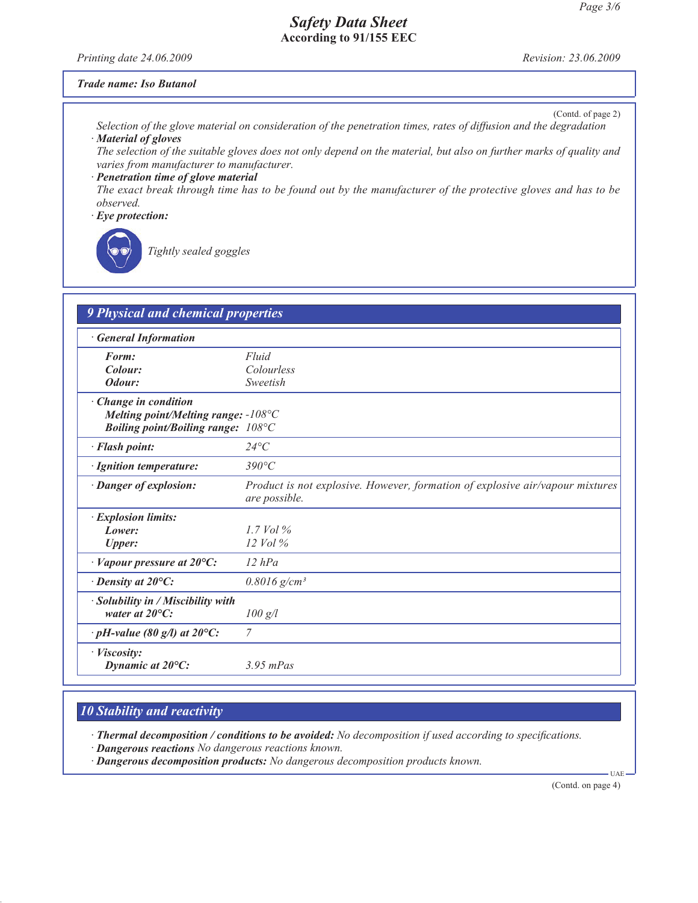*Trade name: Iso Butanol*

(Contd. of page 2)

*Selection of the glove material on consideration of the penetration times, rates of diffusion and the degradation*

· ***Material of gloves***

*The selection of the suitable gloves does not only depend on the material, but also on further marks of quality and varies from manufacturer to manufacturer.*

· ***Penetration time of glove material***

*The exact break through time has to be found out by the manufacturer of the protective gloves and has to be observed.*

· ***Eye protection:***

*Tightly sealed goggles*

## 9 Physical and chemical properties

| · **General Information** | |
|---|---|
| **Form:** | Fluid |
| **Colour:** | Colourless |
| **Odour:** | Sweetish |
| · **Change in condition** | |
| **Melting point/Melting range:** | -108°C |
| **Boiling point/Boiling range:** | 108°C |
| · **Flash point:** | 24°C |
| · **Ignition temperature:** | 390°C |
| · **Danger of explosion:** | Product is not explosive. However, formation of explosive air/vapour mixtures are possible. |
| · **Explosion limits:** | |
| **Lower:** | 1.7 Vol % |
| **Upper:** | 12 Vol % |
| · **Vapour pressure at 20°C:** | 12 hPa |
| · **Density at 20°C:** | 0.8016 $g/cm^3$ |
| · **Solubility in / Miscibility with water at 20°C:** | 100 g/l |
| · **pH-value (80 g/l) at 20°C:** | 7 |
| · **Viscosity:** | |
| **Dynamic at 20°C:** | 3.95 mPas |

## 10 Stability and reactivity

· ***Thermal decomposition / conditions to be avoided:*** *No decomposition if used according to specifications.*

· ***Dangerous reactions*** *No dangerous reactions known.*

· ***Dangerous decomposition products:*** *No dangerous decomposition products known.*

(Contd. on page 4)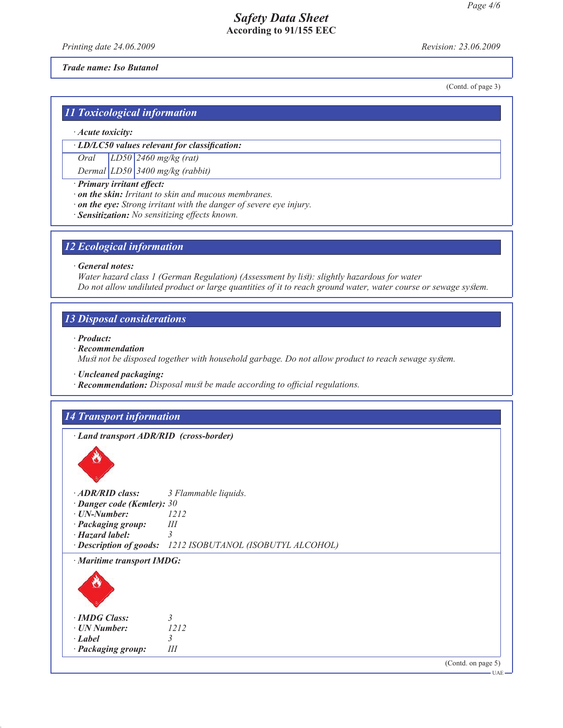*Trade name: Iso Butanol*

(Contd. of page 3)

## 11 Toxicological information

· **Acute toxicity:**

· **LD/LC50 values relevant for classification:**

| | | |
|---|---|---|
| Oral | LD50 | 2460 mg/kg (rat) |
| Dermal | LD50 | 3400 mg/kg (rabbit) |

· **Primary irritant effect:**
· **on the skin:** Irritant to skin and mucous membranes.
· **on the eye:** Strong irritant with the danger of severe eye injury.
· **Sensitization:** No sensitizing effects known.

## 12 Ecological information

· **General notes:**
Water hazard class 1 (German Regulation) (Assessment by list): slightly hazardous for water
Do not allow undiluted product or large quantities of it to reach ground water, water course or sewage system.

## 13 Disposal considerations

· **Product:**
· **Recommendation**
Must not be disposed together with household garbage. Do not allow product to reach sewage system.

· **Uncleaned packaging:**
· **Recommendation:** Disposal must be made according to official regulations.

## 14 Transport information

· **Land transport ADR/RID (cross-border)**

· **ADR/RID class:** 3 Flammable liquids.
· **Danger code (Kemler):** 30
· **UN-Number:** 1212
· **Packaging group:** III
· **Hazard label:** 3
· **Description of goods:** 1212 ISOBUTANOL (ISOBUTYL ALCOHOL)

· **Maritime transport IMDG:**

· **IMDG Class:** 3
· **UN Number:** 1212
· **Label** 3
· **Packaging group:** III

(Contd. on page 5)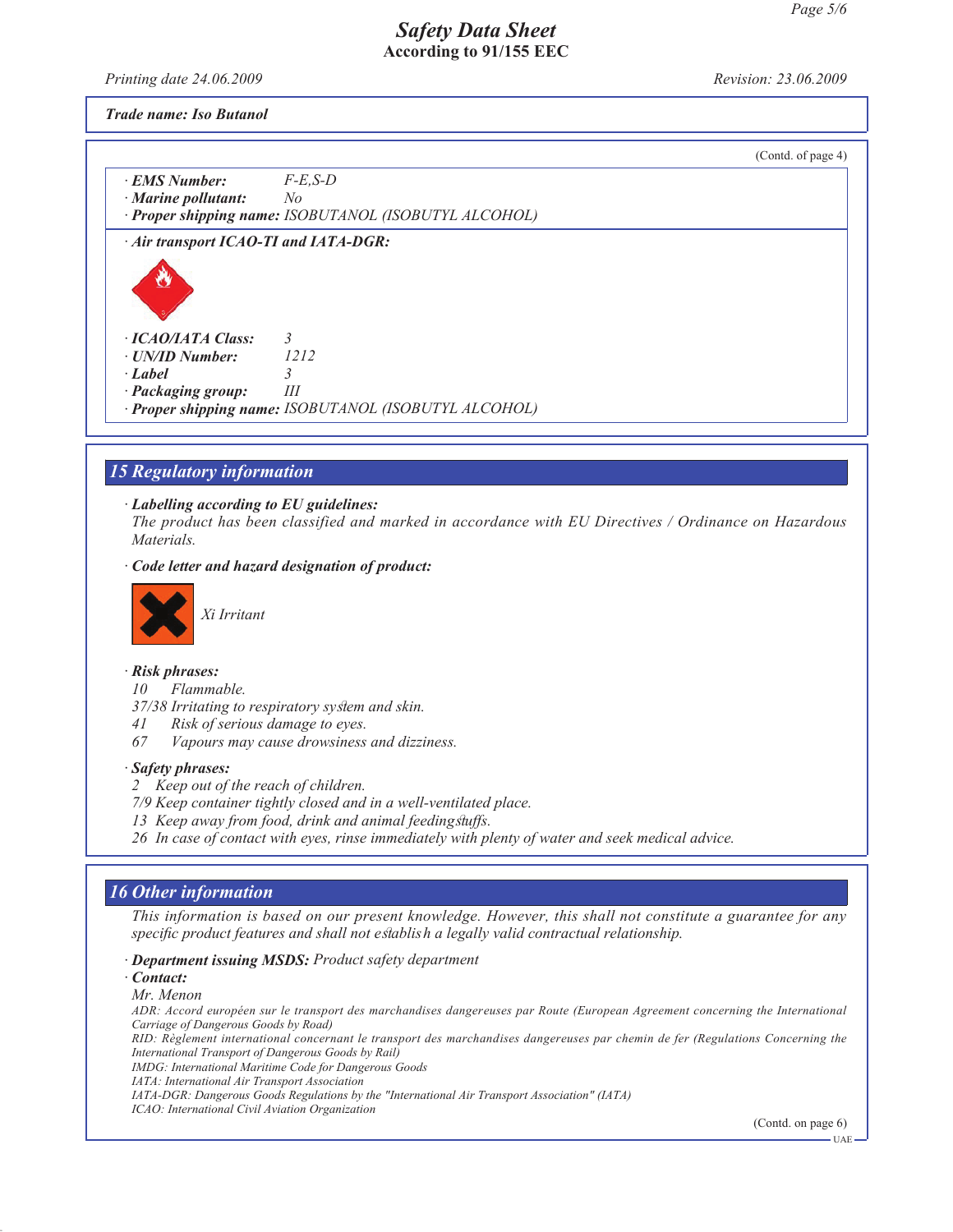**Safety Data Sheet**
**According to 91/155 EEC**

*Printing date 24.06.2009* *Revision: 23.06.2009*

***Trade name: Iso Butanol***

(Contd. of page 4)

· ***EMS Number:*** *F-E,S-D*
· ***Marine pollutant:*** *No*
· ***Proper shipping name:*** *ISOBUTANOL (ISOBUTYL ALCOHOL)*

· ***Air transport ICAO-TI and IATA-DGR:***

· ***ICAO/IATA Class:*** *3*
· ***UN/ID Number:*** *1212*
· ***Label*** *3*
· ***Packaging group:*** *III*
· ***Proper shipping name:*** *ISOBUTANOL (ISOBUTYL ALCOHOL)*

## *15 Regulatory information*

· ***Labelling according to EU guidelines:***
*The product has been classified and marked in accordance with EU Directives / Ordinance on Hazardous Materials.*

· ***Code letter and hazard designation of product:***

*Xi Irritant*

· ***Risk phrases:***
*10 Flammable.*
*37/38 Irritating to respiratory system and skin.*
*41 Risk of serious damage to eyes.*
*67 Vapours may cause drowsiness and dizziness.*

· ***Safety phrases:***
*2 Keep out of the reach of children.*
*7/9 Keep container tightly closed and in a well-ventilated place.*
*13 Keep away from food, drink and animal feedingstuffs.*
*26 In case of contact with eyes, rinse immediately with plenty of water and seek medical advice.*

## *16 Other information*

*This information is based on our present knowledge. However, this shall not constitute a guarantee for any specific product features and shall not establish a legally valid contractual relationship.*

· ***Department issuing MSDS:*** *Product safety department*
· ***Contact:***
*Mr. Menon*
*ADR: Accord européen sur le transport des marchandises dangereuses par Route (European Agreement concerning the International Carriage of Dangerous Goods by Road)*
*RID: Règlement international concernant le transport des marchandises dangereuses par chemin de fer (Regulations Concerning the International Transport of Dangerous Goods by Rail)*
*IMDG: International Maritime Code for Dangerous Goods*
*IATA: International Air Transport Association*
*IATA-DGR: Dangerous Goods Regulations by the "International Air Transport Association" (IATA)*
*ICAO: International Civil Aviation Organization*

(Contd. on page 6)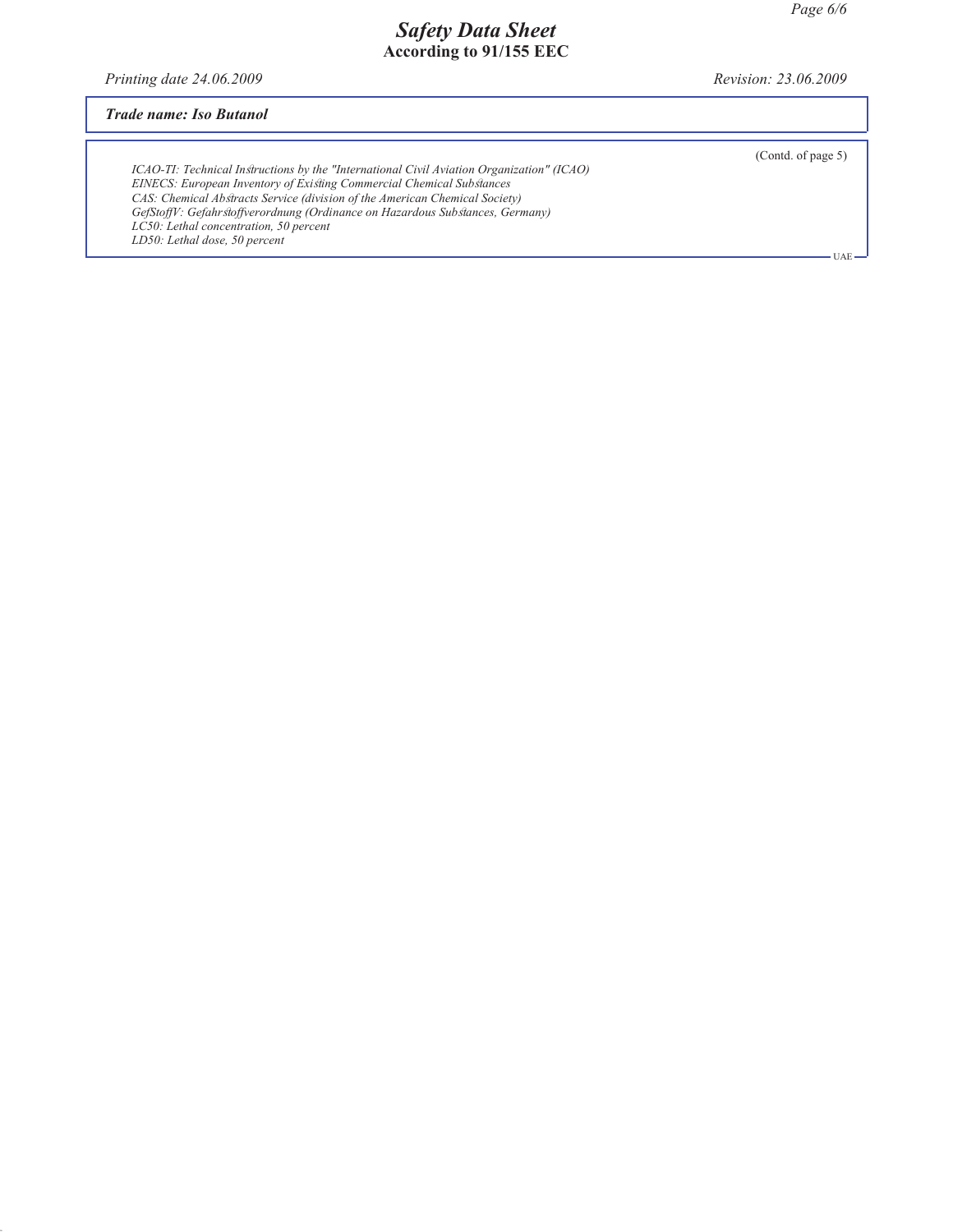**Trade name: Iso Butanol**

(Contd. of page 5)

*ICAO-TI: Technical Instructions by the "International Civil Aviation Organization" (ICAO)*
*EINECS: European Inventory of Existing Commercial Chemical Substances*
*CAS: Chemical Abstracts Service (division of the American Chemical Society)*
*GefStoffV: Gefahrstoffverordnung (Ordinance on Hazardous Substances, Germany)*
*LC50: Lethal concentration, 50 percent*
*LD50: Lethal dose, 50 percent*